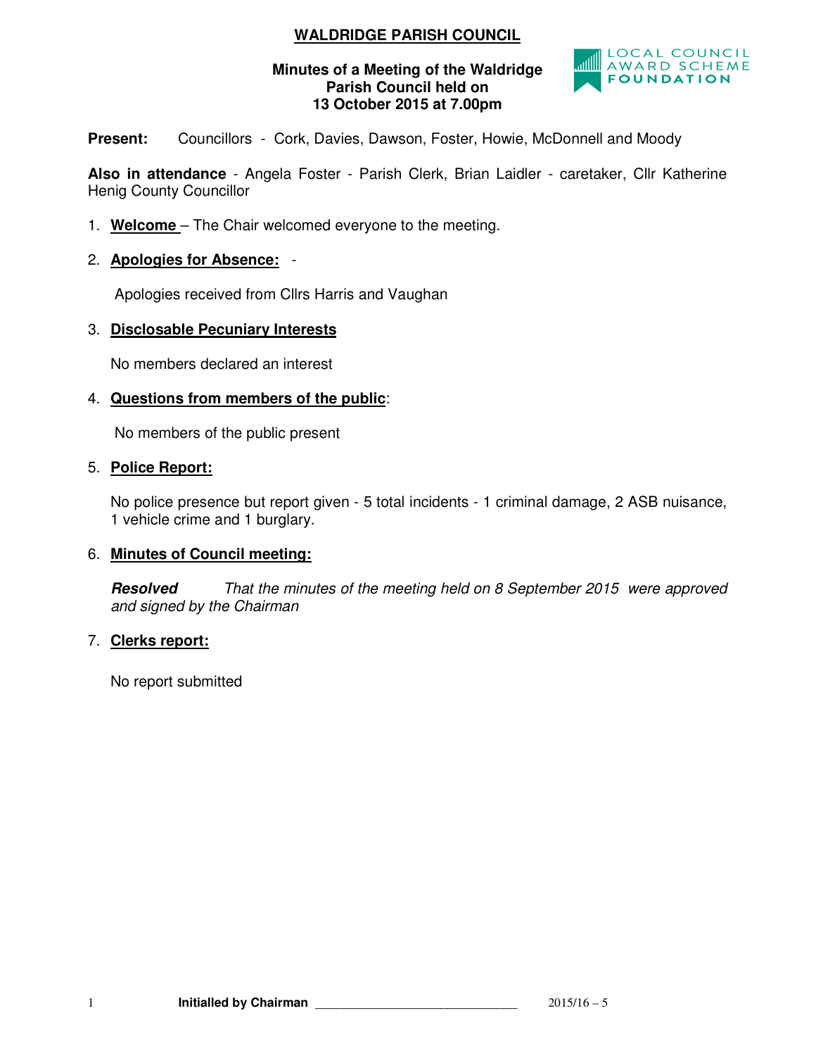# WALDRIDGE PARISH COUNCIL

**Minutes of a Meeting of the Waldridge Parish Council held on 13 October 2015 at 7.00pm**

**Present:** Councillors - Cork, Davies, Dawson, Foster, Howie, McDonnell and Moody

**Also in attendance** - Angela Foster - Parish Clerk, Brian Laidler - caretaker, Cllr Katherine Henig County Councillor

1. **Welcome** – The Chair welcomed everyone to the meeting.

2. **Apologies for Absence:** -

   Apologies received from Cllrs Harris and Vaughan

3. **Disclosable Pecuniary Interests**

   No members declared an interest

4. **Questions from members of the public**:

   No members of the public present

5. **Police Report:**

   No police presence but report given - 5 total incidents - 1 criminal damage, 2 ASB nuisance, 1 vehicle crime and 1 burglary.

6. **Minutes of Council meeting:**

   ***Resolved*** *That the minutes of the meeting held on 8 September 2015 were approved and signed by the Chairman*

7. **Clerks report:**

   No report submitted

**Initialled by Chairman** ______________________________ 2015/16 – 5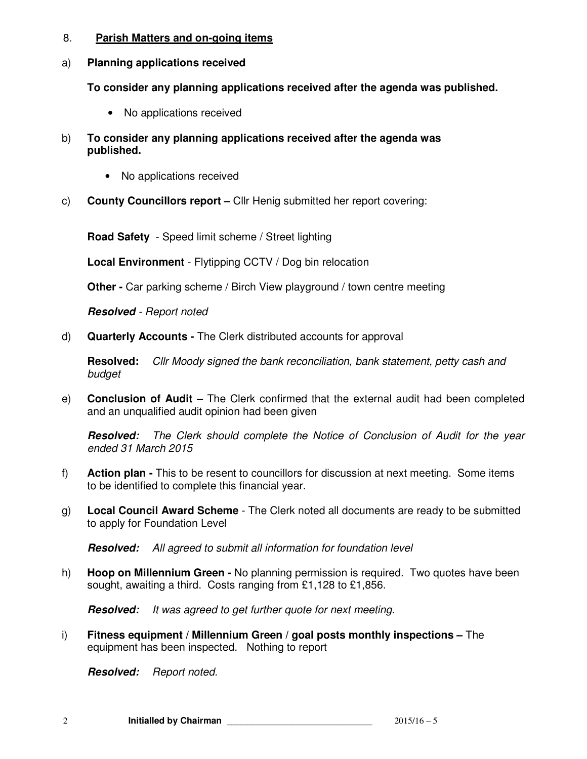8. **Parish Matters and on-going items**

a) **Planning applications received**

**To consider any planning applications received after the agenda was published.**

- No applications received

b) **To consider any planning applications received after the agenda was published.**

- No applications received

c) **County Councillors report –** Cllr Henig submitted her report covering:

**Road Safety** - Speed limit scheme / Street lighting

**Local Environment** - Flytipping CCTV / Dog bin relocation

**Other -** Car parking scheme / Birch View playground / town centre meeting

***Resolved*** *- Report noted*

d) **Quarterly Accounts -** The Clerk distributed accounts for approval

**Resolved:** *Cllr Moody signed the bank reconciliation, bank statement, petty cash and budget*

e) **Conclusion of Audit –** The Clerk confirmed that the external audit had been completed and an unqualified audit opinion had been given

***Resolved:*** *The Clerk should complete the Notice of Conclusion of Audit for the year ended 31 March 2015*

f) **Action plan -** This to be resent to councillors for discussion at next meeting. Some items to be identified to complete this financial year.

g) **Local Council Award Scheme** - The Clerk noted all documents are ready to be submitted to apply for Foundation Level

***Resolved:*** *All agreed to submit all information for foundation level*

h) **Hoop on Millennium Green -** No planning permission is required. Two quotes have been sought, awaiting a third. Costs ranging from £1,128 to £1,856.

***Resolved:*** *It was agreed to get further quote for next meeting.*

i) **Fitness equipment / Millennium Green / goal posts monthly inspections –** The equipment has been inspected. Nothing to report

***Resolved:*** *Report noted.*

**Initialled by Chairman** ______________________________ 2015/16 – 5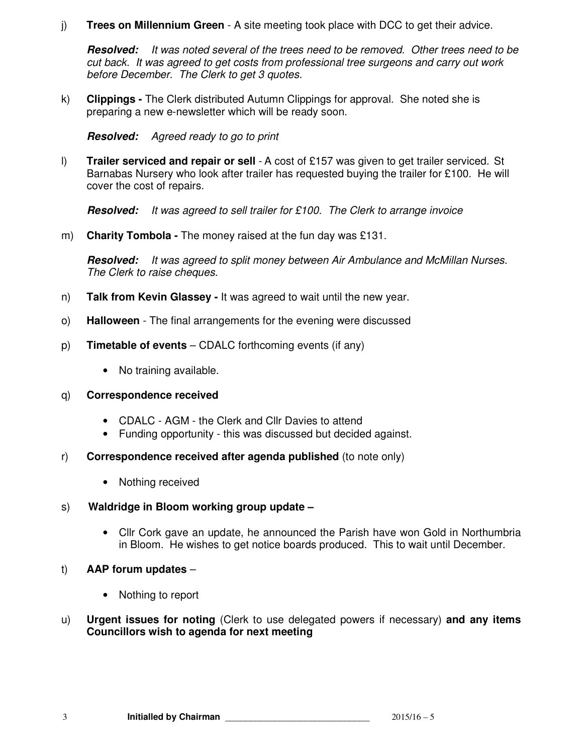j) **Trees on Millennium Green** - A site meeting took place with DCC to get their advice.

***Resolved:*** *It was noted several of the trees need to be removed. Other trees need to be cut back. It was agreed to get costs from professional tree surgeons and carry out work before December. The Clerk to get 3 quotes.*

k) **Clippings -** The Clerk distributed Autumn Clippings for approval. She noted she is preparing a new e-newsletter which will be ready soon.

***Resolved:*** *Agreed ready to go to print*

l) **Trailer serviced and repair or sell** - A cost of £157 was given to get trailer serviced. St Barnabas Nursery who look after trailer has requested buying the trailer for £100. He will cover the cost of repairs.

***Resolved:*** *It was agreed to sell trailer for £100. The Clerk to arrange invoice*

m) **Charity Tombola -** The money raised at the fun day was £131.

***Resolved:*** *It was agreed to split money between Air Ambulance and McMillan Nurses. The Clerk to raise cheques.*

n) **Talk from Kevin Glassey -** It was agreed to wait until the new year.

o) **Halloween** - The final arrangements for the evening were discussed

p) **Timetable of events** – CDALC forthcoming events (if any)

- No training available.

q) **Correspondence received**

- CDALC - AGM - the Clerk and Cllr Davies to attend
- Funding opportunity - this was discussed but decided against.

r) **Correspondence received after agenda published** (to note only)

- Nothing received

s) **Waldridge in Bloom working group update –**

- Cllr Cork gave an update, he announced the Parish have won Gold in Northumbria in Bloom. He wishes to get notice boards produced. This to wait until December.

t) **AAP forum updates** –

- Nothing to report

u) **Urgent issues for noting** (Clerk to use delegated powers if necessary) **and any items Councillors wish to agenda for next meeting**

**Initialled by Chairman** ______________________________ 2015/16 – 5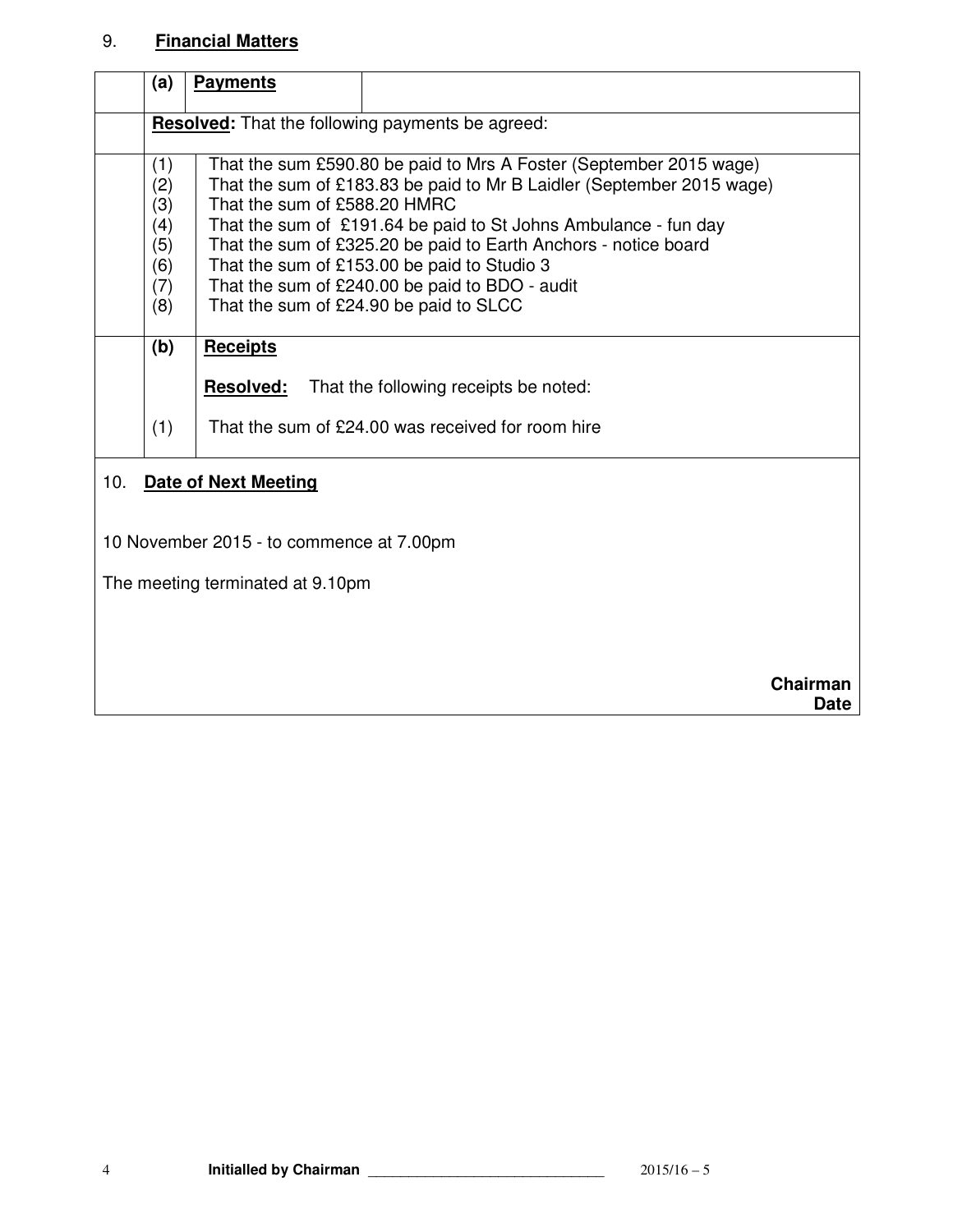## 9. **Financial Matters**

**(a) Payments**

**Resolved:** That the following payments be agreed:

(1) That the sum £590.80 be paid to Mrs A Foster (September 2015 wage)
(2) That the sum of £183.83 be paid to Mr B Laidler (September 2015 wage)
(3) That the sum of £588.20 HMRC
(4) That the sum of £191.64 be paid to St Johns Ambulance - fun day
(5) That the sum of £325.20 be paid to Earth Anchors - notice board
(6) That the sum of £153.00 be paid to Studio 3
(7) That the sum of £240.00 be paid to BDO - audit
(8) That the sum of £24.90 be paid to SLCC

**(b) Receipts**

**Resolved:** That the following receipts be noted:

(1) That the sum of £24.00 was received for room hire

## 10. **Date of Next Meeting**

10 November 2015 - to commence at 7.00pm

The meeting terminated at 9.10pm

**Chairman**
**Date**

**Initialled by Chairman** ______________________________ 2015/16 – 5